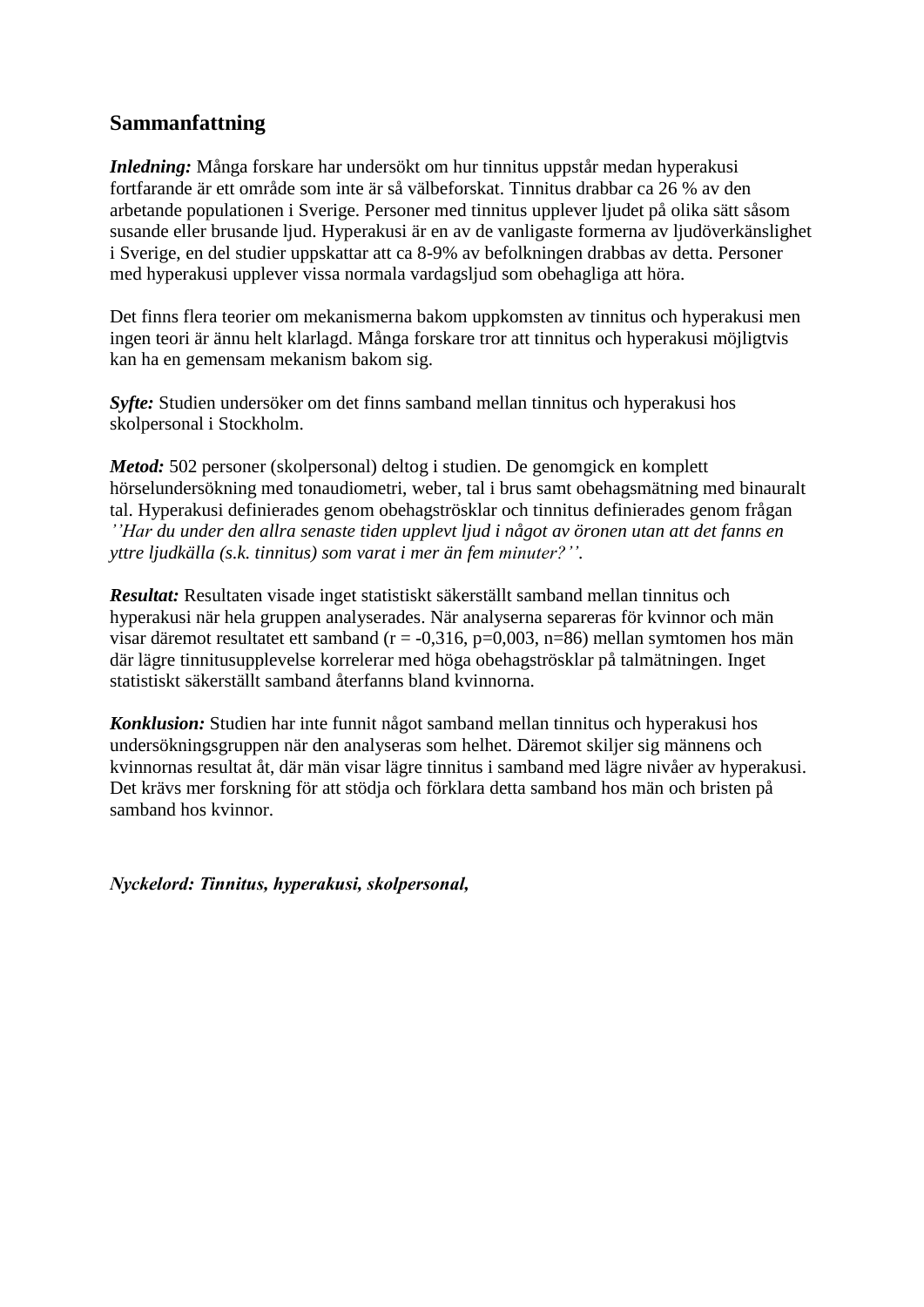## Sammanfattning

***Inledning:*** Många forskare har undersökt om hur tinnitus uppstår medan hyperakusi fortfarande är ett område som inte är så välbeforskat. Tinnitus drabbar ca 26 % av den arbetande populationen i Sverige. Personer med tinnitus upplever ljudet på olika sätt såsom susande eller brusande ljud. Hyperakusi är en av de vanligaste formerna av ljudöverkänslighet i Sverige, en del studier uppskattar att ca 8-9% av befolkningen drabbas av detta. Personer med hyperakusi upplever vissa normala vardagsljud som obehagliga att höra.

Det finns flera teorier om mekanismerna bakom uppkomsten av tinnitus och hyperakusi men ingen teori är ännu helt klarlagd. Många forskare tror att tinnitus och hyperakusi möjligtvis kan ha en gemensam mekanism bakom sig.

***Syfte:*** Studien undersöker om det finns samband mellan tinnitus och hyperakusi hos skolpersonal i Stockholm.

***Metod:*** 502 personer (skolpersonal) deltog i studien. De genomgick en komplett hörselundersökning med tonaudiometri, weber, tal i brus samt obehagsmätning med binauralt tal. Hyperakusi definierades genom obehagströsklar och tinnitus definierades genom frågan *''Har du under den allra senaste tiden upplevt ljud i något av öronen utan att det fanns en yttre ljudkälla (s.k. tinnitus) som varat i mer än fem minuter?''*.

***Resultat:*** Resultaten visade inget statistiskt säkerställt samband mellan tinnitus och hyperakusi när hela gruppen analyserades. När analyserna separeras för kvinnor och män visar däremot resultatet ett samband ($r = -0{,}316$, $p=0{,}003$, $n=86$) mellan symtomen hos män där lägre tinnitusupplevelse korrelerar med höga obehagströsklar på talmätningen. Inget statistiskt säkerställt samband återfanns bland kvinnorna.

***Konklusion:*** Studien har inte funnit något samband mellan tinnitus och hyperakusi hos undersökningsgruppen när den analyseras som helhet. Däremot skiljer sig männens och kvinnornas resultat åt, där män visar lägre tinnitus i samband med lägre nivåer av hyperakusi. Det krävs mer forskning för att stödja och förklara detta samband hos män och bristen på samband hos kvinnor.

***Nyckelord: Tinnitus, hyperakusi, skolpersonal,***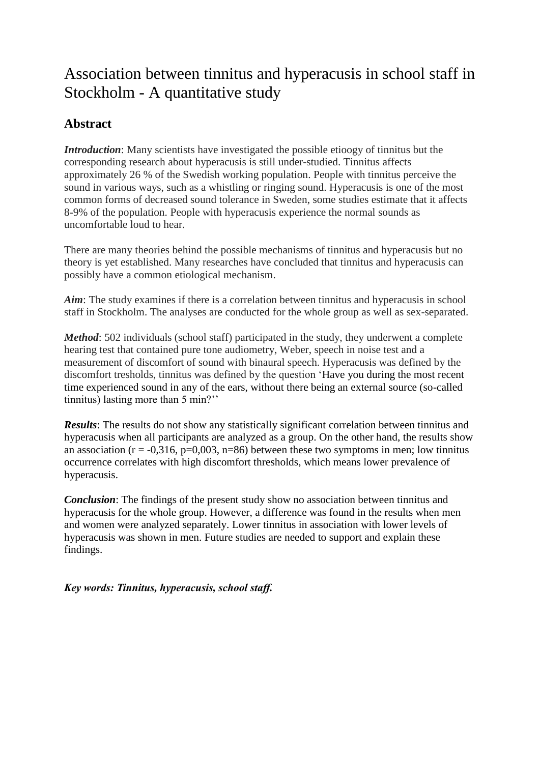# Association between tinnitus and hyperacusis in school staff in Stockholm - A quantitative study

## Abstract

***Introduction***: Many scientists have investigated the possible etioogy of tinnitus but the corresponding research about hyperacusis is still under-studied. Tinnitus affects approximately 26 % of the Swedish working population. People with tinnitus perceive the sound in various ways, such as a whistling or ringing sound. Hyperacusis is one of the most common forms of decreased sound tolerance in Sweden, some studies estimate that it affects 8-9% of the population. People with hyperacusis experience the normal sounds as uncomfortable loud to hear.

There are many theories behind the possible mechanisms of tinnitus and hyperacusis but no theory is yet established. Many researches have concluded that tinnitus and hyperacusis can possibly have a common etiological mechanism.

***Aim***: The study examines if there is a correlation between tinnitus and hyperacusis in school staff in Stockholm. The analyses are conducted for the whole group as well as sex-separated.

***Method***: 502 individuals (school staff) participated in the study, they underwent a complete hearing test that contained pure tone audiometry, Weber, speech in noise test and a measurement of discomfort of sound with binaural speech. Hyperacusis was defined by the discomfort tresholds, tinnitus was defined by the question 'Have you during the most recent time experienced sound in any of the ears, without there being an external source (so-called tinnitus) lasting more than 5 min?''

***Results***: The results do not show any statistically significant correlation between tinnitus and hyperacusis when all participants are analyzed as a group. On the other hand, the results show an association (r = -0,316, p=0,003, n=86) between these two symptoms in men; low tinnitus occurrence correlates with high discomfort thresholds, which means lower prevalence of hyperacusis.

***Conclusion***: The findings of the present study show no association between tinnitus and hyperacusis for the whole group. However, a difference was found in the results when men and women were analyzed separately. Lower tinnitus in association with lower levels of hyperacusis was shown in men. Future studies are needed to support and explain these findings.

***Key words: Tinnitus, hyperacusis, school staff.***